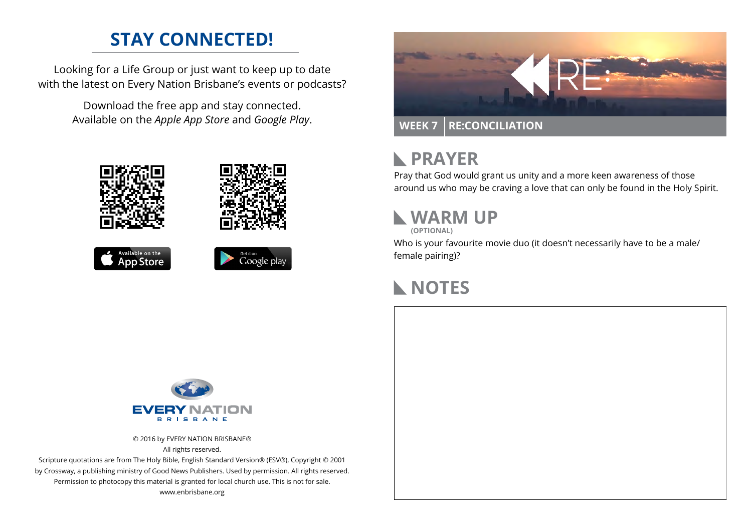## STAY CONNECTED!

Looking for a Life Group or just want to keep up to date with the latest on Every Nation Brisbane's events or podcasts?

Download the free app and stay connected. Available on the *Apple App Store* and *Google Play*.

Available on the App Store

Get it on Google play

EVERY NATION BRISBANE

© 2016 by EVERY NATION BRISBANE®
All rights reserved.
Scripture quotations are from The Holy Bible, English Standard Version® (ESV®), Copyright © 2001 by Crossway, a publishing ministry of Good News Publishers. Used by permission. All rights reserved.
Permission to photocopy this material is granted for local church use. This is not for sale.
www.enbrisbane.org

RE:

**WEEK 7 | RE:CONCILIATION**

## PRAYER

Pray that God would grant us unity and a more keen awareness of those around us who may be craving a love that can only be found in the Holy Spirit.

## WARM UP

**(OPTIONAL)**

Who is your favourite movie duo (it doesn't necessarily have to be a male/female pairing)?

## NOTES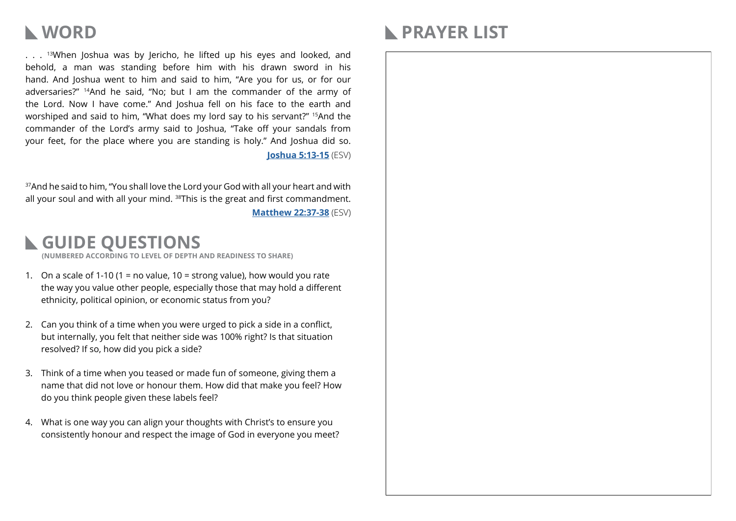## WORD

. . . [13]When Joshua was by Jericho, he lifted up his eyes and looked, and behold, a man was standing before him with his drawn sword in his hand. And Joshua went to him and said to him, "Are you for us, or for our adversaries?" [14]And he said, "No; but I am the commander of the army of the Lord. Now I have come." And Joshua fell on his face to the earth and worshiped and said to him, "What does my lord say to his servant?" [15]And the commander of the Lord's army said to Joshua, "Take off your sandals from your feet, for the place where you are standing is holy." And Joshua did so.

**Joshua 5:13-15** (ESV)

[37]And he said to him, "You shall love the Lord your God with all your heart and with all your soul and with all your mind. [38]This is the great and first commandment.

**Matthew 22:37-38** (ESV)

## GUIDE QUESTIONS

**(NUMBERED ACCORDING TO LEVEL OF DEPTH AND READINESS TO SHARE)**

1. On a scale of 1-10 (1 = no value, 10 = strong value), how would you rate the way you value other people, especially those that may hold a different ethnicity, political opinion, or economic status from you?

2. Can you think of a time when you were urged to pick a side in a conflict, but internally, you felt that neither side was 100% right? Is that situation resolved? If so, how did you pick a side?

3. Think of a time when you teased or made fun of someone, giving them a name that did not love or honour them. How did that make you feel? How do you think people given these labels feel?

4. What is one way you can align your thoughts with Christ's to ensure you consistently honour and respect the image of God in everyone you meet?

## PRAYER LIST